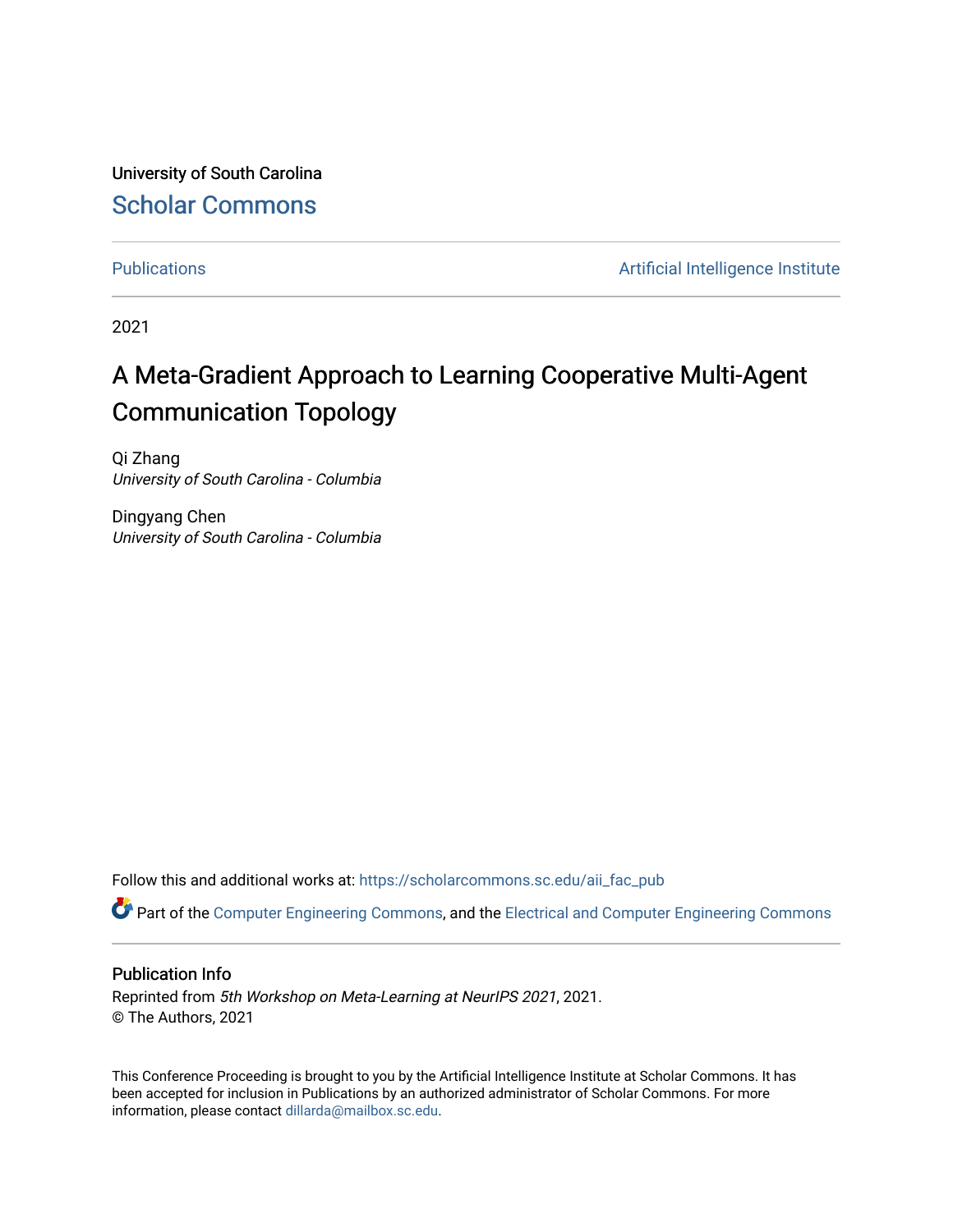University of South Carolina

Scholar Commons

Publications | Artificial Intelligence Institute

2021

# A Meta-Gradient Approach to Learning Cooperative Multi-Agent Communication Topology

Qi Zhang
*University of South Carolina - Columbia*

Dingyang Chen
*University of South Carolina - Columbia*

Follow this and additional works at: https://scholarcommons.sc.edu/aii_fac_pub

Part of the Computer Engineering Commons, and the Electrical and Computer Engineering Commons

## Publication Info

Reprinted from *5th Workshop on Meta-Learning at NeurIPS 2021*, 2021.
© The Authors, 2021

This Conference Proceeding is brought to you by the Artificial Intelligence Institute at Scholar Commons. It has been accepted for inclusion in Publications by an authorized administrator of Scholar Commons. For more information, please contact dillarda@mailbox.sc.edu.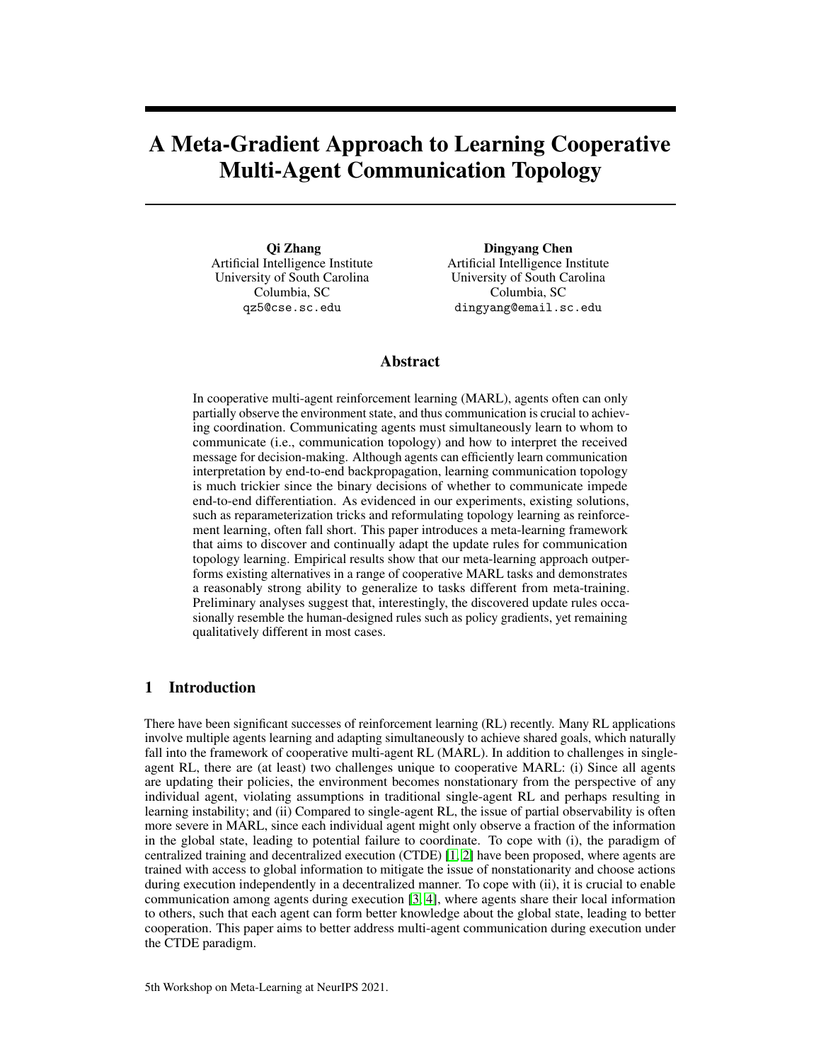# A Meta-Gradient Approach to Learning Cooperative Multi-Agent Communication Topology

**Qi Zhang**
Artificial Intelligence Institute
University of South Carolina
Columbia, SC
qz5@cse.sc.edu

**Dingyang Chen**
Artificial Intelligence Institute
University of South Carolina
Columbia, SC
dingyang@email.sc.edu

## Abstract

In cooperative multi-agent reinforcement learning (MARL), agents often can only partially observe the environment state, and thus communication is crucial to achieving coordination. Communicating agents must simultaneously learn to whom to communicate (i.e., communication topology) and how to interpret the received message for decision-making. Although agents can efficiently learn communication interpretation by end-to-end backpropagation, learning communication topology is much trickier since the binary decisions of whether to communicate impede end-to-end differentiation. As evidenced in our experiments, existing solutions, such as reparameterization tricks and reformulating topology learning as reinforcement learning, often fall short. This paper introduces a meta-learning framework that aims to discover and continually adapt the update rules for communication topology learning. Empirical results show that our meta-learning approach outperforms existing alternatives in a range of cooperative MARL tasks and demonstrates a reasonably strong ability to generalize to tasks different from meta-training. Preliminary analyses suggest that, interestingly, the discovered update rules occasionally resemble the human-designed rules such as policy gradients, yet remaining qualitatively different in most cases.

## 1 Introduction

There have been significant successes of reinforcement learning (RL) recently. Many RL applications involve multiple agents learning and adapting simultaneously to achieve shared goals, which naturally fall into the framework of cooperative multi-agent RL (MARL). In addition to challenges in single-agent RL, there are (at least) two challenges unique to cooperative MARL: (i) Since all agents are updating their policies, the environment becomes nonstationary from the perspective of any individual agent, violating assumptions in traditional single-agent RL and perhaps resulting in learning instability; and (ii) Compared to single-agent RL, the issue of partial observability is often more severe in MARL, since each individual agent might only observe a fraction of the information in the global state, leading to potential failure to coordinate. To cope with (i), the paradigm of centralized training and decentralized execution (CTDE) [1, 2] have been proposed, where agents are trained with access to global information to mitigate the issue of nonstationarity and choose actions during execution independently in a decentralized manner. To cope with (ii), it is crucial to enable communication among agents during execution [3, 4], where agents share their local information to others, such that each agent can form better knowledge about the global state, leading to better cooperation. This paper aims to better address multi-agent communication during execution under the CTDE paradigm.

5th Workshop on Meta-Learning at NeurIPS 2021.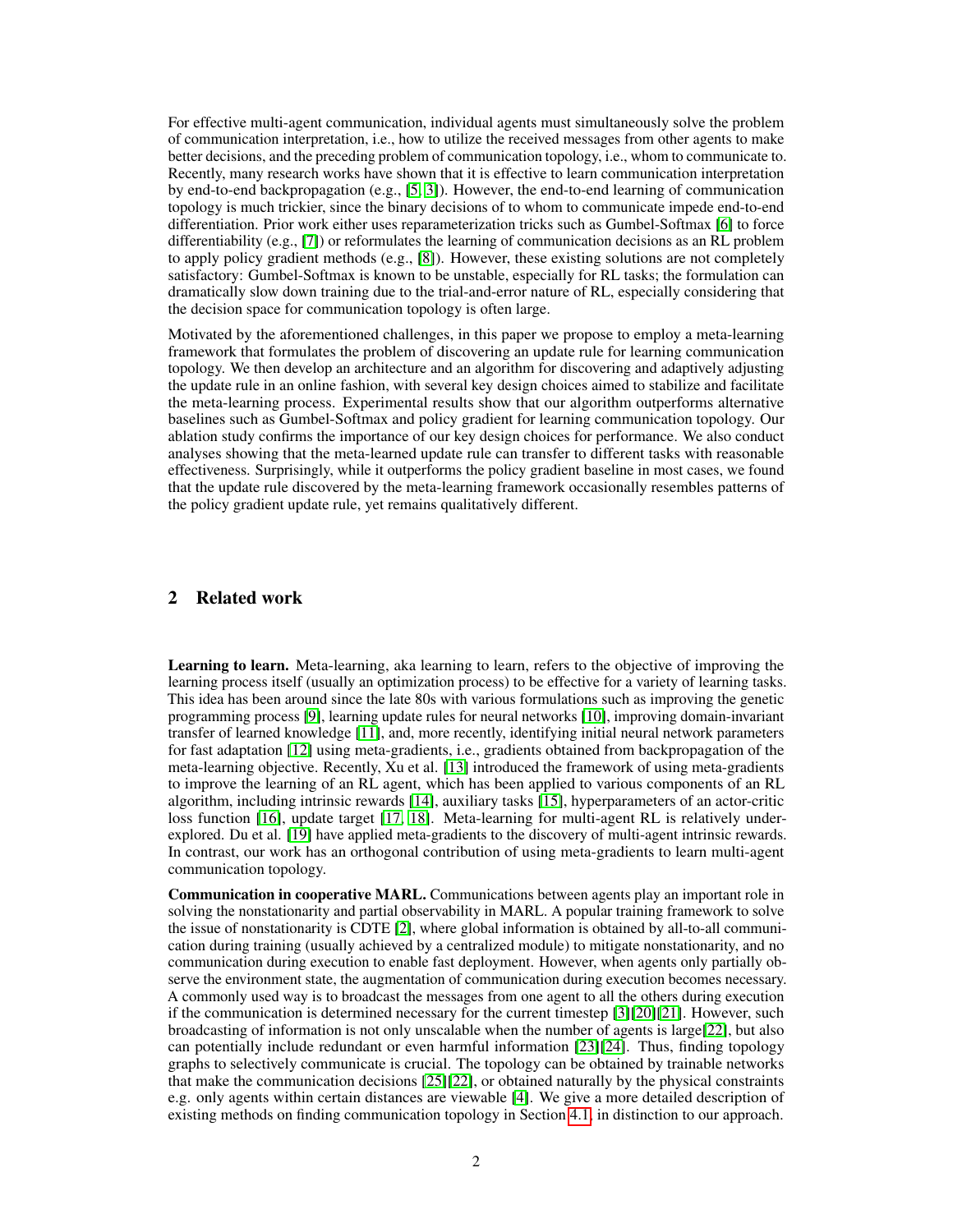For effective multi-agent communication, individual agents must simultaneously solve the problem of communication interpretation, i.e., how to utilize the received messages from other agents to make better decisions, and the preceding problem of communication topology, i.e., whom to communicate to. Recently, many research works have shown that it is effective to learn communication interpretation by end-to-end backpropagation (e.g., [5, 3]). However, the end-to-end learning of communication topology is much trickier, since the binary decisions of to whom to communicate impede end-to-end differentiation. Prior work either uses reparameterization tricks such as Gumbel-Softmax [6] to force differentiability (e.g., [7]) or reformulates the learning of communication decisions as an RL problem to apply policy gradient methods (e.g., [8]). However, these existing solutions are not completely satisfactory: Gumbel-Softmax is known to be unstable, especially for RL tasks; the formulation can dramatically slow down training due to the trial-and-error nature of RL, especially considering that the decision space for communication topology is often large.

Motivated by the aforementioned challenges, in this paper we propose to employ a meta-learning framework that formulates the problem of discovering an update rule for learning communication topology. We then develop an architecture and an algorithm for discovering and adaptively adjusting the update rule in an online fashion, with several key design choices aimed to stabilize and facilitate the meta-learning process. Experimental results show that our algorithm outperforms alternative baselines such as Gumbel-Softmax and policy gradient for learning communication topology. Our ablation study confirms the importance of our key design choices for performance. We also conduct analyses showing that the meta-learned update rule can transfer to different tasks with reasonable effectiveness. Surprisingly, while it outperforms the policy gradient baseline in most cases, we found that the update rule discovered by the meta-learning framework occasionally resembles patterns of the policy gradient update rule, yet remains qualitatively different.

## 2 Related work

**Learning to learn.** Meta-learning, aka learning to learn, refers to the objective of improving the learning process itself (usually an optimization process) to be effective for a variety of learning tasks. This idea has been around since the late 80s with various formulations such as improving the genetic programming process [9], learning update rules for neural networks [10], improving domain-invariant transfer of learned knowledge [11], and, more recently, identifying initial neural network parameters for fast adaptation [12] using meta-gradients, i.e., gradients obtained from backpropagation of the meta-learning objective. Recently, Xu et al. [13] introduced the framework of using meta-gradients to improve the learning of an RL agent, which has been applied to various components of an RL algorithm, including intrinsic rewards [14], auxiliary tasks [15], hyperparameters of an actor-critic loss function [16], update target [17, 18]. Meta-learning for multi-agent RL is relatively under-explored. Du et al. [19] have applied meta-gradients to the discovery of multi-agent intrinsic rewards. In contrast, our work has an orthogonal contribution of using meta-gradients to learn multi-agent communication topology.

**Communication in cooperative MARL.** Communications between agents play an important role in solving the nonstationarity and partial observability in MARL. A popular training framework to solve the issue of nonstationarity is CDTE [2], where global information is obtained by all-to-all communication during training (usually achieved by a centralized module) to mitigate nonstationarity, and no communication during execution to enable fast deployment. However, when agents only partially observe the environment state, the augmentation of communication during execution becomes necessary. A commonly used way is to broadcast the messages from one agent to all the others during execution if the communication is determined necessary for the current timestep [3][20][21]. However, such broadcasting of information is not only unscalable when the number of agents is large[22], but also can potentially include redundant or even harmful information [23][24]. Thus, finding topology graphs to selectively communicate is crucial. The topology can be obtained by trainable networks that make the communication decisions [25][22], or obtained naturally by the physical constraints e.g. only agents within certain distances are viewable [4]. We give a more detailed description of existing methods on finding communication topology in Section 4.1, in distinction to our approach.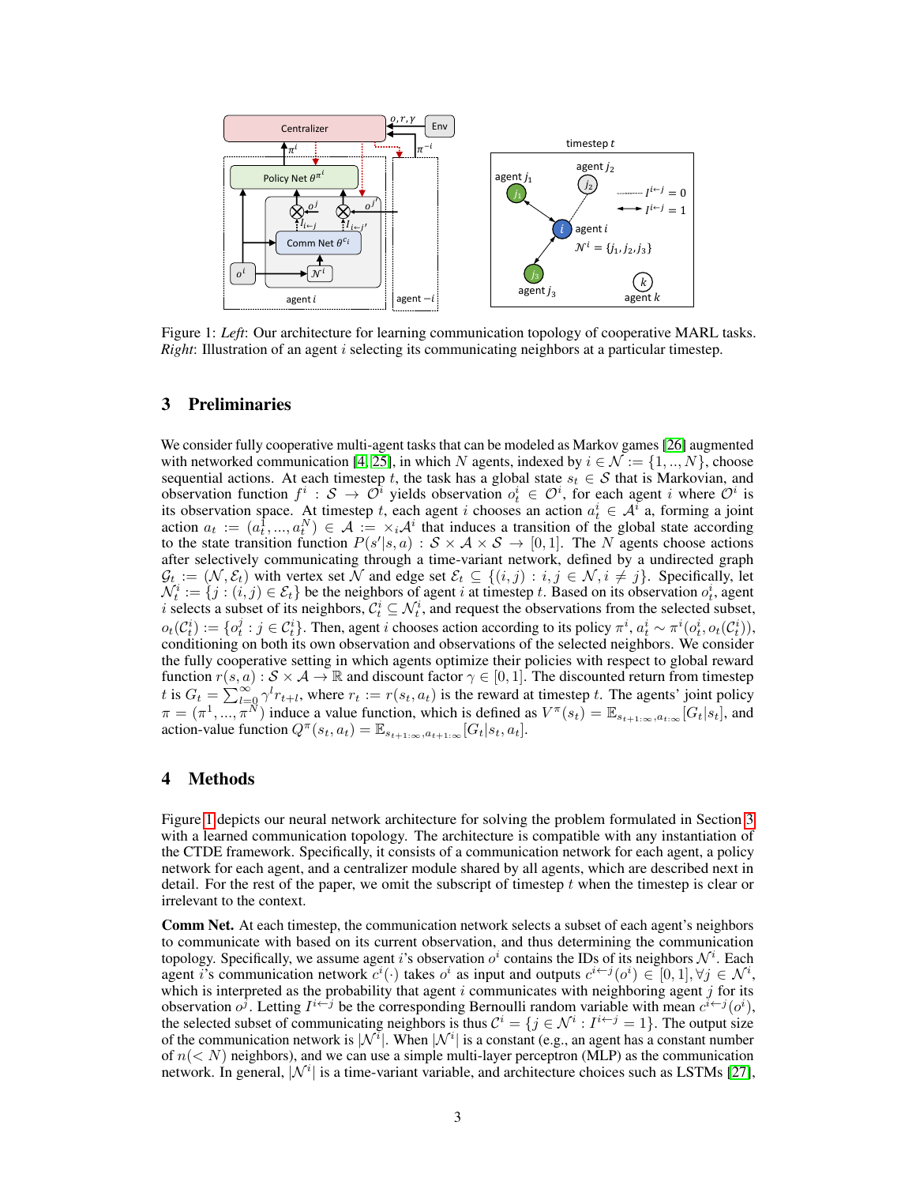Figure 1: *Left*: Our architecture for learning communication topology of cooperative MARL tasks. *Right*: Illustration of an agent $i$ selecting its communicating neighbors at a particular timestep.

## 3 Preliminaries

We consider fully cooperative multi-agent tasks that can be modeled as Markov games [26] augmented with networked communication [4, 25], in which $N$ agents, indexed by $i \in \mathcal{N} := \{1, ..., N\}$, choose sequential actions. At each timestep $t$, the task has a global state $s_t \in \mathcal{S}$ that is Markovian, and observation function $f^i : \mathcal{S} \to \mathcal{O}^i$ yields observation $o^i_t \in \mathcal{O}^i$, for each agent $i$ where $\mathcal{O}^i$ is its observation space. At timestep $t$, each agent $i$ chooses an action $a^i_t \in \mathcal{A}^i$ a, forming a joint action $a_t := (a^1_t, ..., a^N_t) \in \mathcal{A} := \times_i \mathcal{A}^i$ that induces a transition of the global state according to the state transition function $P(s'|s, a) : \mathcal{S} \times \mathcal{A} \times \mathcal{S} \to [0, 1]$. The $N$ agents choose actions after selectively communicating through a time-variant network, defined by a undirected graph $\mathcal{G}_t := (\mathcal{N}, \mathcal{E}_t)$ with vertex set $\mathcal{N}$ and edge set $\mathcal{E}_t \subseteq \{(i, j) : i, j \in \mathcal{N}, i \neq j\}$. Specifically, let $\mathcal{N}^i_t := \{j : (i, j) \in \mathcal{E}_t\}$ be the neighbors of agent $i$ at timestep $t$. Based on its observation $o^i_t$, agent $i$ selects a subset of its neighbors, $\mathcal{C}^i_t \subseteq \mathcal{N}^i_t$, and request the observations from the selected subset, $o_t(\mathcal{C}^i_t) := \{o^j_t : j \in \mathcal{C}^i_t\}$. Then, agent $i$ chooses action according to its policy $\pi^i$, $a^i_t \sim \pi^i(o^i_t, o_t(\mathcal{C}^i_t))$, conditioning on both its own observation and observations of the selected neighbors. We consider the fully cooperative setting in which agents optimize their policies with respect to global reward function $r(s, a) : \mathcal{S} \times \mathcal{A} \to \mathbb{R}$ and discount factor $\gamma \in [0, 1]$. The discounted return from timestep $t$ is $G_t = \sum_{l=0}^{\infty} \gamma^l r_{t+l}$, where $r_t := r(s_t, a_t)$ is the reward at timestep $t$. The agents' joint policy $\pi = (\pi^1, ..., \pi^N)$ induce a value function, which is defined as $V^\pi(s_t) = \mathbb{E}_{s_{t+1:\infty}, a_{t:\infty}}[G_t|s_t]$, and action-value function $Q^\pi(s_t, a_t) = \mathbb{E}_{s_{t+1:\infty}, a_{t+1:\infty}}[G_t|s_t, a_t]$.

## 4 Methods

Figure 1 depicts our neural network architecture for solving the problem formulated in Section 3 with a learned communication topology. The architecture is compatible with any instantiation of the CTDE framework. Specifically, it consists of a communication network for each agent, a policy network for each agent, and a centralizer module shared by all agents, which are described next in detail. For the rest of the paper, we omit the subscript of timestep $t$ when the timestep is clear or irrelevant to the context.

**Comm Net.** At each timestep, the communication network selects a subset of each agent's neighbors to communicate with based on its current observation, and thus determining the communication topology. Specifically, we assume agent $i$'s observation $o^i$ contains the IDs of its neighbors $\mathcal{N}^i$. Each agent $i$'s communication network $c^i(\cdot)$ takes $o^i$ as input and outputs $c^{i\leftarrow j}(o^i) \in [0, 1], \forall j \in \mathcal{N}^i$, which is interpreted as the probability that agent $i$ communicates with neighboring agent $j$ for its observation $o^j$. Letting $I^{i\leftarrow j}$ be the corresponding Bernoulli random variable with mean $c^{i\leftarrow j}(o^i)$, the selected subset of communicating neighbors is thus $\mathcal{C}^i = \{j \in \mathcal{N}^i : I^{i\leftarrow j} = 1\}$. The output size of the communication network is $|\mathcal{N}^i|$. When $|\mathcal{N}^i|$ is a constant (e.g., an agent has a constant number of $n(< N)$ neighbors), and we can use a simple multi-layer perceptron (MLP) as the communication network. In general, $|\mathcal{N}^i|$ is a time-variant variable, and architecture choices such as LSTMs [27],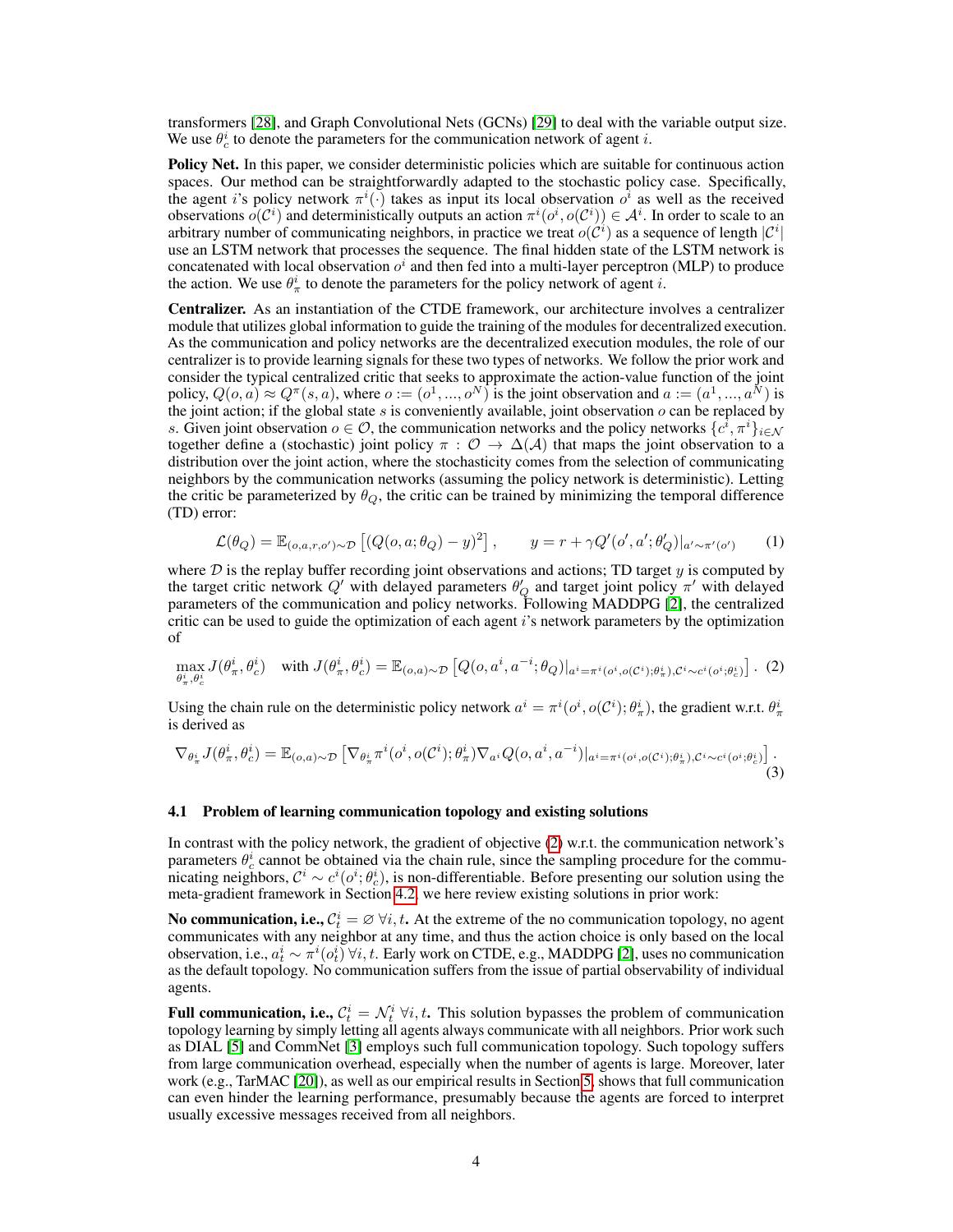transformers [28], and Graph Convolutional Nets (GCNs) [29] to deal with the variable output size. We use $\theta_c^i$ to denote the parameters for the communication network of agent $i$.

**Policy Net.** In this paper, we consider deterministic policies which are suitable for continuous action spaces. Our method can be straightforwardly adapted to the stochastic policy case. Specifically, the agent $i$'s policy network $\pi^i(\cdot)$ takes as input its local observation $o^i$ as well as the received observations $o(\mathcal{C}^i)$ and deterministically outputs an action $\pi^i(o^i, o(\mathcal{C}^i)) \in \mathcal{A}^i$. In order to scale to an arbitrary number of communicating neighbors, in practice we treat $o(\mathcal{C}^i)$ as a sequence of length $|\mathcal{C}^i|$ use an LSTM network that processes the sequence. The final hidden state of the LSTM network is concatenated with local observation $o^i$ and then fed into a multi-layer perceptron (MLP) to produce the action. We use $\theta_\pi^i$ to denote the parameters for the policy network of agent $i$.

**Centralizer.** As an instantiation of the CTDE framework, our architecture involves a centralizer module that utilizes global information to guide the training of the modules for decentralized execution. As the communication and policy networks are the decentralized execution modules, the role of our centralizer is to provide learning signals for these two types of networks. We follow the prior work and consider the typical centralized critic that seeks to approximate the action-value function of the joint policy, $Q(o, a) \approx Q^\pi(s, a)$, where $o := (o^1, ..., o^N)$ is the joint observation and $a := (a^1, ..., a^N)$ is the joint action; if the global state $s$ is conveniently available, joint observation $o$ can be replaced by $s$. Given joint observation $o \in \mathcal{O}$, the communication networks and the policy networks $\{c^i, \pi^i\}_{i \in \mathcal{N}}$ together define a (stochastic) joint policy $\pi : \mathcal{O} \to \Delta(\mathcal{A})$ that maps the joint observation to a distribution over the joint action, where the stochasticity comes from the selection of communicating neighbors by the communication networks (assuming the policy network is deterministic). Letting the critic be parameterized by $\theta_Q$, the critic can be trained by minimizing the temporal difference (TD) error:

$$\mathcal{L}(\theta_Q) = \mathbb{E}_{(o,a,r,o')\sim\mathcal{D}}\left[(Q(o, a; \theta_Q) - y)^2\right], \qquad y = r + \gamma Q'(o', a'; \theta_Q')|_{a' \sim \pi'(o')} \tag{1}$$

where $\mathcal{D}$ is the replay buffer recording joint observations and actions; TD target $y$ is computed by the target critic network $Q'$ with delayed parameters $\theta_Q'$ and target joint policy $\pi'$ with delayed parameters of the communication and policy networks. Following MADDPG [2], the centralized critic can be used to guide the optimization of each agent $i$'s network parameters by the optimization of

$$\max_{\theta_\pi^i, \theta_c^i} J(\theta_\pi^i, \theta_c^i) \quad \text{with } J(\theta_\pi^i, \theta_c^i) = \mathbb{E}_{(o,a)\sim\mathcal{D}}\left[Q(o, a^i, a^{-i}; \theta_Q)|_{a^i = \pi^i(o^i, o(\mathcal{C}^i); \theta_\pi^i), \mathcal{C}^i \sim c^i(o^i; \theta_c^i)}\right]. \tag{2}$$

Using the chain rule on the deterministic policy network $a^i = \pi^i(o^i, o(\mathcal{C}^i); \theta_\pi^i)$, the gradient w.r.t. $\theta_\pi^i$ is derived as

$$\nabla_{\theta_\pi^i} J(\theta_\pi^i, \theta_c^i) = \mathbb{E}_{(o,a)\sim\mathcal{D}}\left[\nabla_{\theta_\pi^i} \pi^i(o^i, o(\mathcal{C}^i); \theta_\pi^i) \nabla_{a^i} Q(o, a^i, a^{-i})|_{a^i = \pi^i(o^i, o(\mathcal{C}^i); \theta_\pi^i), \mathcal{C}^i \sim c^i(o^i; \theta_c^i)}\right]. \tag{3}$$

### 4.1 Problem of learning communication topology and existing solutions

In contrast with the policy network, the gradient of objective (2) w.r.t. the communication network's parameters $\theta_c^i$ cannot be obtained via the chain rule, since the sampling procedure for the communicating neighbors, $\mathcal{C}^i \sim c^i(o^i; \theta_c^i)$, is non-differentiable. Before presenting our solution using the meta-gradient framework in Section 4.2, we here review existing solutions in prior work:

**No communication, i.e., $\mathcal{C}_t^i = \varnothing \; \forall i, t$.** At the extreme of the no communication topology, no agent communicates with any neighbor at any time, and thus the action choice is only based on the local observation, i.e., $a_t^i \sim \pi^i(o_t^i) \; \forall i, t$. Early work on CTDE, e.g., MADDPG [2], uses no communication as the default topology. No communication suffers from the issue of partial observability of individual agents.

**Full communication, i.e., $\mathcal{C}_t^i = \mathcal{N}_t^i \; \forall i, t$.** This solution bypasses the problem of communication topology learning by simply letting all agents always communicate with all neighbors. Prior work such as DIAL [5] and CommNet [3] employs such full communication topology. Such topology suffers from large communication overhead, especially when the number of agents is large. Moreover, later work (e.g., TarMAC [20]), as well as our empirical results in Section 5, shows that full communication can even hinder the learning performance, presumably because the agents are forced to interpret usually excessive messages received from all neighbors.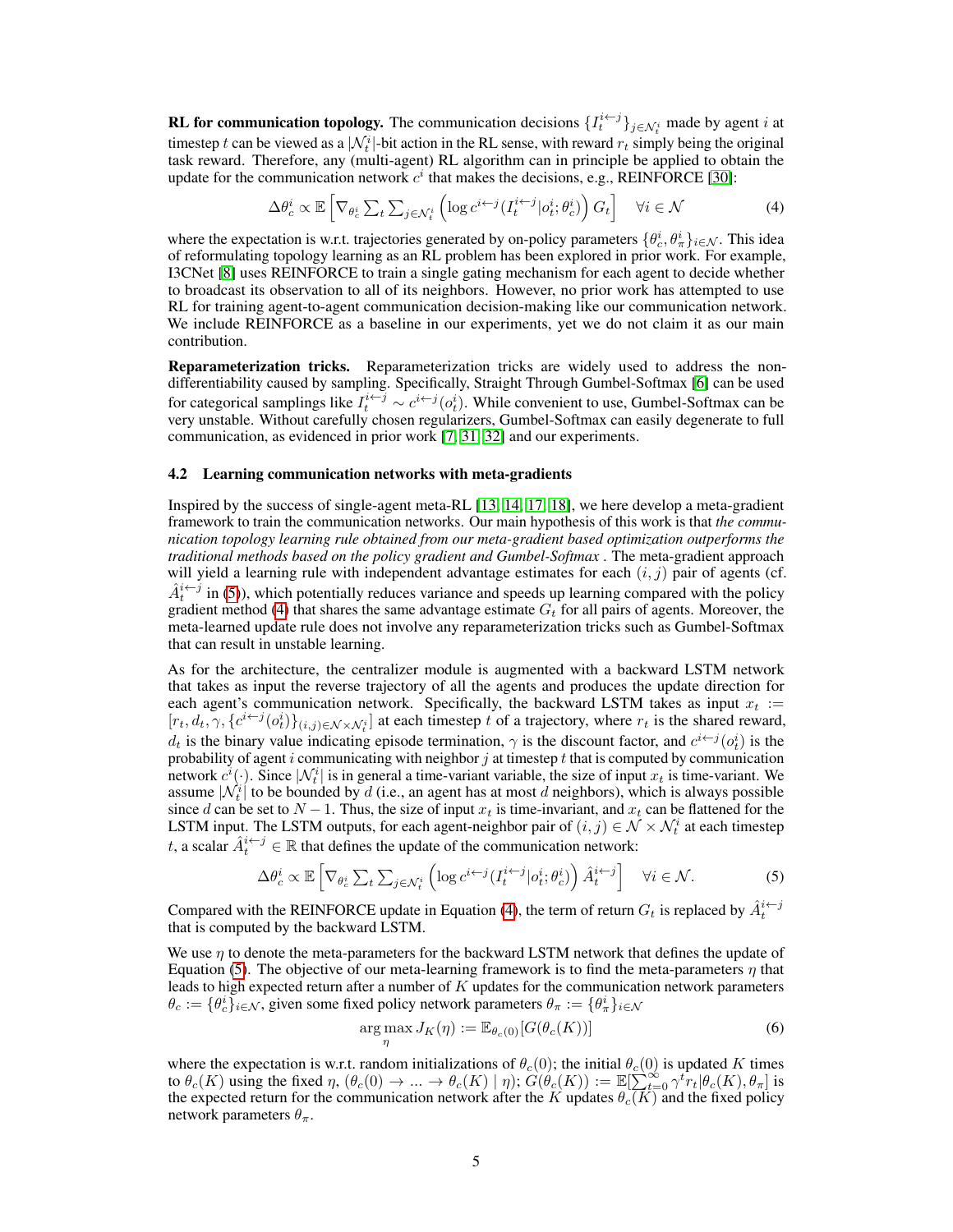**RL for communication topology.** The communication decisions $\{I_t^{i\leftarrow j}\}_{j\in\mathcal{N}_t^i}$ made by agent $i$ at timestep $t$ can be viewed as a $|\mathcal{N}_t^i|$-bit action in the RL sense, with reward $r_t$ simply being the original task reward. Therefore, any (multi-agent) RL algorithm can in principle be applied to obtain the update for the communication network $c^i$ that makes the decisions, e.g., REINFORCE [30]:

$$\Delta\theta_c^i \propto \mathbb{E}\left[\nabla_{\theta_c^i} \sum_t \sum_{j\in\mathcal{N}_t^i} \left(\log c^{i\leftarrow j}(I_t^{i\leftarrow j}|o_t^i;\theta_c^i)\right) G_t\right] \quad \forall i \in \mathcal{N} \tag{4}$$

where the expectation is w.r.t. trajectories generated by on-policy parameters $\{\theta_c^i, \theta_\pi^i\}_{i\in\mathcal{N}}$. This idea of reformulating topology learning as an RL problem has been explored in prior work. For example, I3CNet [8] uses REINFORCE to train a single gating mechanism for each agent to decide whether to broadcast its observation to all of its neighbors. However, no prior work has attempted to use RL for training agent-to-agent communication decision-making like our communication network. We include REINFORCE as a baseline in our experiments, yet we do not claim it as our main contribution.

**Reparameterization tricks.** Reparameterization tricks are widely used to address the non-differentiability caused by sampling. Specifically, Straight Through Gumbel-Softmax [6] can be used for categorical samplings like $I_t^{i\leftarrow j} \sim c^{i\leftarrow j}(o_t^i)$. While convenient to use, Gumbel-Softmax can be very unstable. Without carefully chosen regularizers, Gumbel-Softmax can easily degenerate to full communication, as evidenced in prior work [7, 31, 32] and our experiments.

### 4.2 Learning communication networks with meta-gradients

Inspired by the success of single-agent meta-RL [13, 14, 17, 18], we here develop a meta-gradient framework to train the communication networks. Our main hypothesis of this work is that *the communication topology learning rule obtained from our meta-gradient based optimization outperforms the traditional methods based on the policy gradient and Gumbel-Softmax* . The meta-gradient approach will yield a learning rule with independent advantage estimates for each $(i, j)$ pair of agents (cf. $\hat{A}_t^{i\leftarrow j}$ in (5)), which potentially reduces variance and speeds up learning compared with the policy gradient method (4) that shares the same advantage estimate $G_t$ for all pairs of agents. Moreover, the meta-learned update rule does not involve any reparameterization tricks such as Gumbel-Softmax that can result in unstable learning.

As for the architecture, the centralizer module is augmented with a backward LSTM network that takes as input the reverse trajectory of all the agents and produces the update direction for each agent's communication network. Specifically, the backward LSTM takes as input $x_t := [r_t, d_t, \gamma, \{c^{i\leftarrow j}(o_t^i)\}_{(i,j)\in\mathcal{N}\times\mathcal{N}_t^i}]$ at each timestep $t$ of a trajectory, where $r_t$ is the shared reward, $d_t$ is the binary value indicating episode termination, $\gamma$ is the discount factor, and $c^{i\leftarrow j}(o_t^i)$ is the probability of agent $i$ communicating with neighbor $j$ at timestep $t$ that is computed by communication network $c^i(\cdot)$. Since $|\mathcal{N}_t^i|$ is in general a time-variant variable, the size of input $x_t$ is time-variant. We assume $|\mathcal{N}_t^i|$ to be bounded by $d$ (i.e., an agent has at most $d$ neighbors), which is always possible since $d$ can be set to $N-1$. Thus, the size of input $x_t$ is time-invariant, and $x_t$ can be flattened for the LSTM input. The LSTM outputs, for each agent-neighbor pair of $(i, j) \in \mathcal{N} \times \mathcal{N}_t^i$ at each timestep $t$, a scalar $\hat{A}_t^{i\leftarrow j} \in \mathbb{R}$ that defines the update of the communication network:

$$\Delta\theta_c^i \propto \mathbb{E}\left[\nabla_{\theta_c^i} \sum_t \sum_{j\in\mathcal{N}_t^i} \left(\log c^{i\leftarrow j}(I_t^{i\leftarrow j}|o_t^i;\theta_c^i)\right) \hat{A}_t^{i\leftarrow j}\right] \quad \forall i \in \mathcal{N}. \tag{5}$$

Compared with the REINFORCE update in Equation (4), the term of return $G_t$ is replaced by $\hat{A}_t^{i\leftarrow j}$ that is computed by the backward LSTM.

We use $\eta$ to denote the meta-parameters for the backward LSTM network that defines the update of Equation (5). The objective of our meta-learning framework is to find the meta-parameters $\eta$ that leads to high expected return after a number of $K$ updates for the communication network parameters $\theta_c := \{\theta_c^i\}_{i\in\mathcal{N}}$, given some fixed policy network parameters $\theta_\pi := \{\theta_\pi^i\}_{i\in\mathcal{N}}$

$$\arg\max_\eta J_K(\eta) := \mathbb{E}_{\theta_c(0)}[G(\theta_c(K))] \tag{6}$$

where the expectation is w.r.t. random initializations of $\theta_c(0)$; the initial $\theta_c(0)$ is updated $K$ times to $\theta_c(K)$ using the fixed $\eta$, $(\theta_c(0) \to \ldots \to \theta_c(K) \mid \eta)$; $G(\theta_c(K)) := \mathbb{E}[\sum_{t=0}^\infty \gamma^t r_t | \theta_c(K), \theta_\pi]$ is the expected return for the communication network after the $K$ updates $\theta_c(K)$ and the fixed policy network parameters $\theta_\pi$.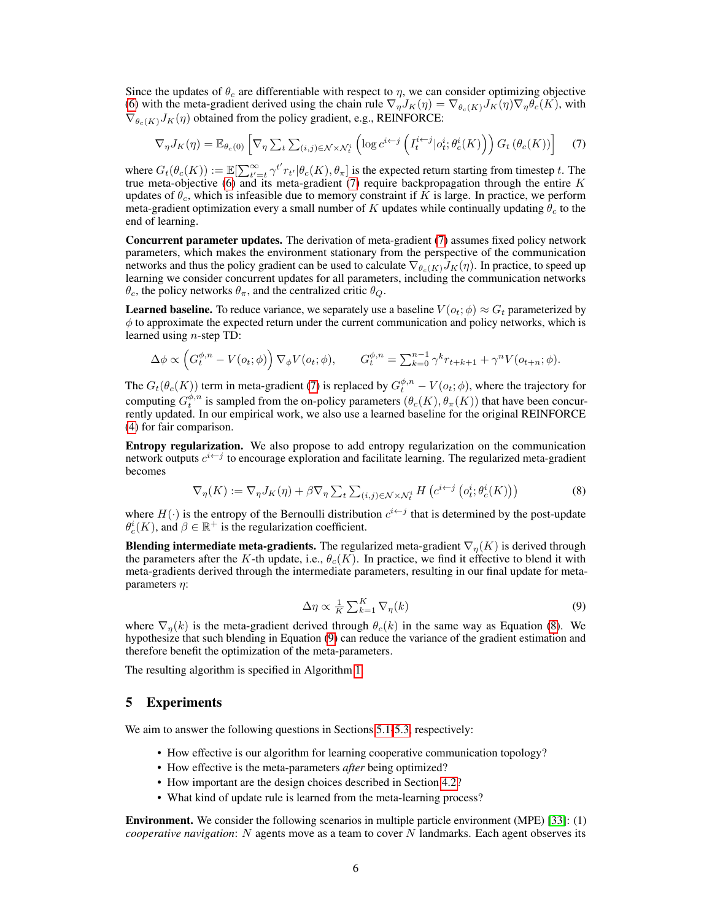Since the updates of $\theta_c$ are differentiable with respect to $\eta$, we can consider optimizing objective (6) with the meta-gradient derived using the chain rule $\nabla_\eta J_K(\eta) = \nabla_{\theta_c(K)} J_K(\eta) \nabla_\eta \theta_c(K)$, with $\nabla_{\theta_c(K)} J_K(\eta)$ obtained from the policy gradient, e.g., REINFORCE:

$$\nabla_\eta J_K(\eta) = \mathbb{E}_{\theta_c(0)} \left[ \nabla_\eta \sum_t \sum_{(i,j) \in \mathcal{N} \times \mathcal{N}_t^i} \left( \log c^{i \leftarrow j} \left( I_t^{i \leftarrow j} | o_t^i; \theta_c^i(K) \right) \right) G_t\left(\theta_c(K)\right) \right] \tag{7}$$

where $G_t(\theta_c(K)) := \mathbb{E}[\sum_{t'=t}^{\infty} \gamma^{t'} r_{t'} | \theta_c(K), \theta_\pi]$ is the expected return starting from timestep $t$. The true meta-objective (6) and its meta-gradient (7) require backpropagation through the entire $K$ updates of $\theta_c$, which is infeasible due to memory constraint if $K$ is large. In practice, we perform meta-gradient optimization every a small number of $K$ updates while continually updating $\theta_c$ to the end of learning.

**Concurrent parameter updates.** The derivation of meta-gradient (7) assumes fixed policy network parameters, which makes the environment stationary from the perspective of the communication networks and thus the policy gradient can be used to calculate $\nabla_{\theta_c(K)} J_K(\eta)$. In practice, to speed up learning we consider concurrent updates for all parameters, including the communication networks $\theta_c$, the policy networks $\theta_\pi$, and the centralized critic $\theta_Q$.

**Learned baseline.** To reduce variance, we separately use a baseline $V(o_t; \phi) \approx G_t$ parameterized by $\phi$ to approximate the expected return under the current communication and policy networks, which is learned using $n$-step TD:

$$\Delta\phi \propto \left( G_t^{\phi,n} - V(o_t; \phi) \right) \nabla_\phi V(o_t; \phi), \qquad G_t^{\phi,n} = \sum_{k=0}^{n-1} \gamma^k r_{t+k+1} + \gamma^n V(o_{t+n}; \phi).$$

The $G_t(\theta_c(K))$ term in meta-gradient (7) is replaced by $G_t^{\phi,n} - V(o_t; \phi)$, where the trajectory for computing $G_t^{\phi,n}$ is sampled from the on-policy parameters $(\theta_c(K), \theta_\pi(K))$ that have been concurrently updated. In our empirical work, we also use a learned baseline for the original REINFORCE (4) for fair comparison.

**Entropy regularization.** We also propose to add entropy regularization on the communication network outputs $c^{i \leftarrow j}$ to encourage exploration and facilitate learning. The regularized meta-gradient becomes

$$\nabla_\eta(K) := \nabla_\eta J_K(\eta) + \beta \nabla_\eta \sum_t \sum_{(i,j) \in \mathcal{N} \times \mathcal{N}_t^i} H\left( c^{i \leftarrow j}\left( o_t^i; \theta_c^i(K) \right) \right) \tag{8}$$

where $H(\cdot)$ is the entropy of the Bernoulli distribution $c^{i \leftarrow j}$ that is determined by the post-update $\theta_c^i(K)$, and $\beta \in \mathbb{R}^+$ is the regularization coefficient.

**Blending intermediate meta-gradients.** The regularized meta-gradient $\nabla_\eta(K)$ is derived through the parameters after the $K$-th update, i.e., $\theta_c(K)$. In practice, we find it effective to blend it with meta-gradients derived through the intermediate parameters, resulting in our final update for meta-parameters $\eta$:

$$\Delta\eta \propto \tfrac{1}{K} \sum_{k=1}^{K} \nabla_\eta(k) \tag{9}$$

where $\nabla_\eta(k)$ is the meta-gradient derived through $\theta_c(k)$ in the same way as Equation (8). We hypothesize that such blending in Equation (9) can reduce the variance of the gradient estimation and therefore benefit the optimization of the meta-parameters.

The resulting algorithm is specified in Algorithm 1.

## 5 Experiments

We aim to answer the following questions in Sections 5.1-5.3, respectively:

- How effective is our algorithm for learning cooperative communication topology?
- How effective is the meta-parameters *after* being optimized?
- How important are the design choices described in Section 4.2?
- What kind of update rule is learned from the meta-learning process?

**Environment.** We consider the following scenarios in multiple particle environment (MPE) [33]: (1) *cooperative navigation*: $N$ agents move as a team to cover $N$ landmarks. Each agent observes its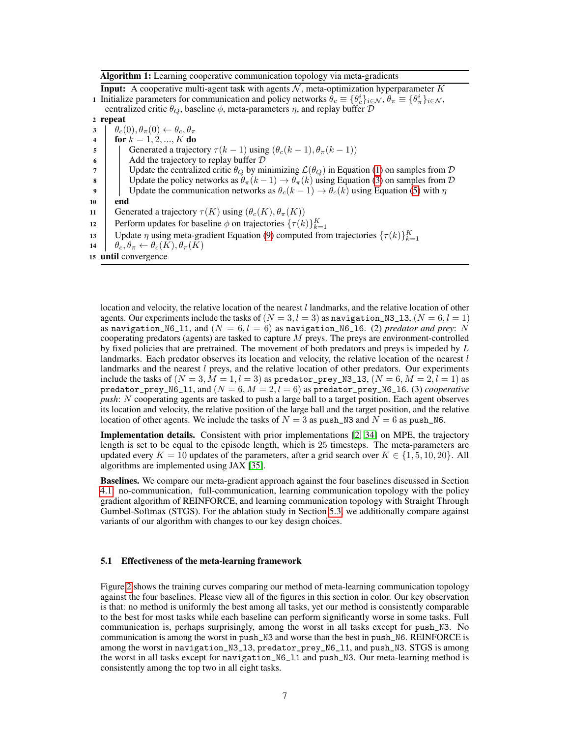**Algorithm 1:** Learning cooperative communication topology via meta-gradients

**Input:** A cooperative multi-agent task with agents $\mathcal{N}$, meta-optimization hyperparameter $K$

1. Initialize parameters for communication and policy networks $\theta_c \equiv \{\theta_c^i\}_{i\in\mathcal{N}}$, $\theta_\pi \equiv \{\theta_\pi^i\}_{i\in\mathcal{N}}$, centralized critic $\theta_Q$, baseline $\phi$, meta-parameters $\eta$, and replay buffer $\mathcal{D}$
2. **repeat**
3. $\quad$ $\theta_c(0), \theta_\pi(0) \leftarrow \theta_c, \theta_\pi$
4. $\quad$ **for** $k = 1, 2, ..., K$ **do**
5. $\quad\quad$ Generated a trajectory $\tau(k-1)$ using $(\theta_c(k-1), \theta_\pi(k-1))$
6. $\quad\quad$ Add the trajectory to replay buffer $\mathcal{D}$
7. $\quad\quad$ Update the centralized critic $\theta_Q$ by minimizing $\mathcal{L}(\theta_Q)$ in Equation (1) on samples from $\mathcal{D}$
8. $\quad\quad$ Update the policy networks as $\theta_\pi(k-1) \to \theta_\pi(k)$ using Equation (3) on samples from $\mathcal{D}$
9. $\quad\quad$ Update the communication networks as $\theta_c(k-1) \to \theta_c(k)$ using Equation (5) with $\eta$
10. $\quad$ **end**
11. $\quad$ Generated a trajectory $\tau(K)$ using $(\theta_c(K), \theta_\pi(K))$
12. $\quad$ Perform updates for baseline $\phi$ on trajectories $\{\tau(k)\}_{k=1}^K$
13. $\quad$ Update $\eta$ using meta-gradient Equation (9) computed from trajectories $\{\tau(k)\}_{k=1}^K$
14. $\quad$ $\theta_c, \theta_\pi \leftarrow \theta_c(K), \theta_\pi(K)$
15. **until** convergence

location and velocity, the relative location of the nearest $l$ landmarks, and the relative location of other agents. Our experiments include the tasks of $(N = 3, l = 3)$ as navigation_N3_l3, $(N = 6, l = 1)$ as navigation_N6_l1, and $(N = 6, l = 6)$ as navigation_N6_l6. (2) *predator and prey*: $N$ cooperating predators (agents) are tasked to capture $M$ preys. The preys are environment-controlled by fixed policies that are pretrained. The movement of both predators and preys is impeded by $L$ landmarks. Each predator observes its location and velocity, the relative location of the nearest $l$ landmarks and the nearest $l$ preys, and the relative location of other predators. Our experiments include the tasks of $(N = 3, M = 1, l = 3)$ as predator_prey_N3_l3, $(N = 6, M = 2, l = 1)$ as predator_prey_N6_l1, and $(N = 6, M = 2, l = 6)$ as predator_prey_N6_l6. (3) *cooperative push*: $N$ cooperating agents are tasked to push a large ball to a target position. Each agent observes its location and velocity, the relative position of the large ball and the target position, and the relative location of other agents. We include the tasks of $N = 3$ as push_N3 and $N = 6$ as push_N6.

**Implementation details.** Consistent with prior implementations [2, 34] on MPE, the trajectory length is set to be equal to the episode length, which is 25 timesteps. The meta-parameters are updated every $K = 10$ updates of the parameters, after a grid search over $K \in \{1, 5, 10, 20\}$. All algorithms are implemented using JAX [35].

**Baselines.** We compare our meta-gradient approach against the four baselines discussed in Section 4.1: no-communication, full-communication, learning communication topology with the policy gradient algorithm of REINFORCE, and learning communication topology with Straight Through Gumbel-Softmax (STGS). For the ablation study in Section 5.3, we additionally compare against variants of our algorithm with changes to our key design choices.

### 5.1 Effectiveness of the meta-learning framework

Figure 2 shows the training curves comparing our method of meta-learning communication topology against the four baselines. Please view all of the figures in this section in color. Our key observation is that: no method is uniformly the best among all tasks, yet our method is consistently comparable to the best for most tasks while each baseline can perform significantly worse in some tasks. Full communication is, perhaps surprisingly, among the worst in all tasks except for push_N3. No communication is among the worst in push_N3 and worse than the best in push_N6. REINFORCE is among the worst in navigation_N3_l3, predator_prey_N6_l1, and push_N3. STGS is among the worst in all tasks except for navigation_N6_l1 and push_N3. Our meta-learning method is consistently among the top two in all eight tasks.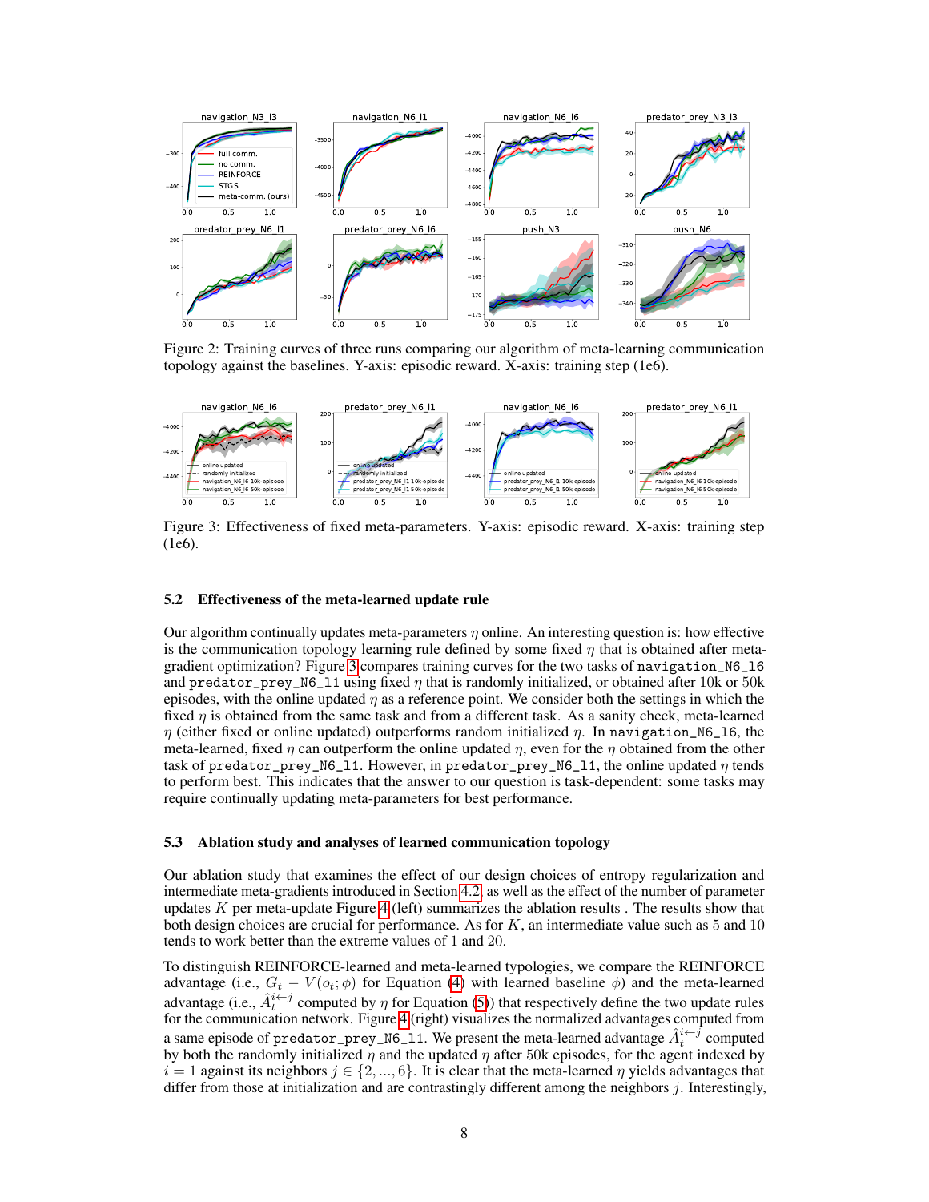Figure 2: Training curves of three runs comparing our algorithm of meta-learning communication topology against the baselines. Y-axis: episodic reward. X-axis: training step (1e6).

Figure 3: Effectiveness of fixed meta-parameters. Y-axis: episodic reward. X-axis: training step (1e6).

### 5.2 Effectiveness of the meta-learned update rule

Our algorithm continually updates meta-parameters $\eta$ online. An interesting question is: how effective is the communication topology learning rule defined by some fixed $\eta$ that is obtained after meta-gradient optimization? Figure 3 compares training curves for the two tasks of `navigation_N6_l6` and `predator_prey_N6_l1` using fixed $\eta$ that is randomly initialized, or obtained after 10k or 50k episodes, with the online updated $\eta$ as a reference point. We consider both the settings in which the fixed $\eta$ is obtained from the same task and from a different task. As a sanity check, meta-learned $\eta$ (either fixed or online updated) outperforms random initialized $\eta$. In `navigation_N6_l6`, the meta-learned, fixed $\eta$ can outperform the online updated $\eta$, even for the $\eta$ obtained from the other task of `predator_prey_N6_l1`. However, in `predator_prey_N6_l1`, the online updated $\eta$ tends to perform best. This indicates that the answer to our question is task-dependent: some tasks may require continually updating meta-parameters for best performance.

### 5.3 Ablation study and analyses of learned communication topology

Our ablation study that examines the effect of our design choices of entropy regularization and intermediate meta-gradients introduced in Section 4.2 as well as the effect of the number of parameter updates $K$ per meta-update Figure 4 (left) summarizes the ablation results . The results show that both design choices are crucial for performance. As for $K$, an intermediate value such as 5 and 10 tends to work better than the extreme values of 1 and 20.

To distinguish REINFORCE-learned and meta-learned typologies, we compare the REINFORCE advantage (i.e., $G_t - V(o_t; \phi)$ for Equation (4) with learned baseline $\phi$) and the meta-learned advantage (i.e., $\hat{A}_t^{i \leftarrow j}$ computed by $\eta$ for Equation (5)) that respectively define the two update rules for the communication network. Figure 4 (right) visualizes the normalized advantages computed from a same episode of `predator_prey_N6_l1`. We present the meta-learned advantage $\hat{A}_t^{i \leftarrow j}$ computed by both the randomly initialized $\eta$ and the updated $\eta$ after 50k episodes, for the agent indexed by $i = 1$ against its neighbors $j \in \{2, ..., 6\}$. It is clear that the meta-learned $\eta$ yields advantages that differ from those at initialization and are contrastingly different among the neighbors $j$. Interestingly,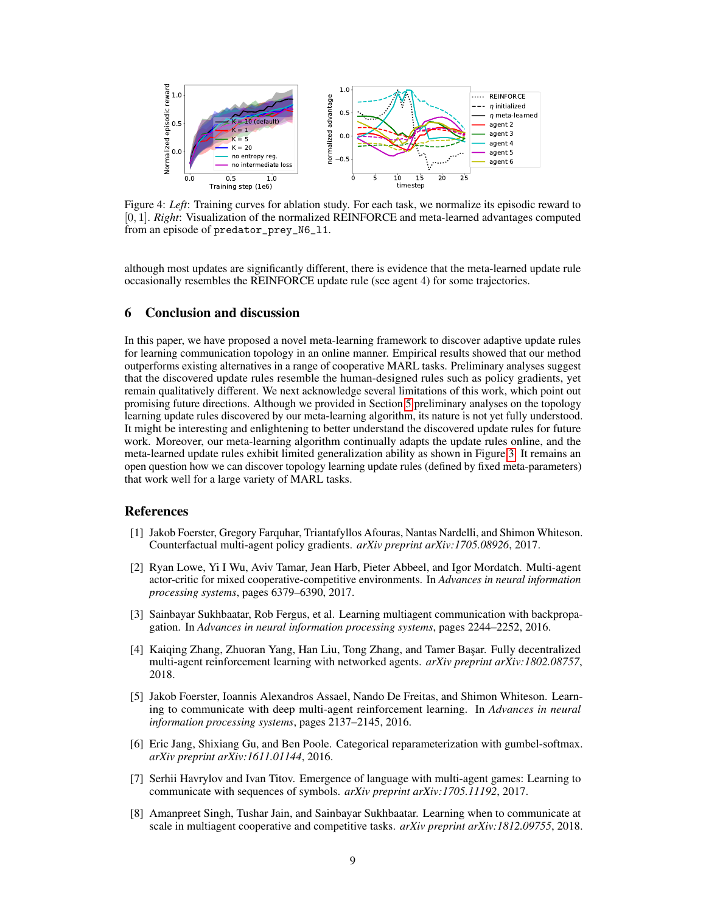Figure 4: *Left*: Training curves for ablation study. For each task, we normalize its episodic reward to $[0, 1]$. *Right*: Visualization of the normalized REINFORCE and meta-learned advantages computed from an episode of `predator_prey_N6_l1`.

although most updates are significantly different, there is evidence that the meta-learned update rule occasionally resembles the REINFORCE update rule (see agent 4) for some trajectories.

## 6 Conclusion and discussion

In this paper, we have proposed a novel meta-learning framework to discover adaptive update rules for learning communication topology in an online manner. Empirical results showed that our method outperforms existing alternatives in a range of cooperative MARL tasks. Preliminary analyses suggest that the discovered update rules resemble the human-designed rules such as policy gradients, yet remain qualitatively different. We next acknowledge several limitations of this work, which point out promising future directions. Although we provided in Section 5 preliminary analyses on the topology learning update rules discovered by our meta-learning algorithm, its nature is not yet fully understood. It might be interesting and enlightening to better understand the discovered update rules for future work. Moreover, our meta-learning algorithm continually adapts the update rules online, and the meta-learned update rules exhibit limited generalization ability as shown in Figure 3. It remains an open question how we can discover topology learning update rules (defined by fixed meta-parameters) that work well for a large variety of MARL tasks.

## References

[1] Jakob Foerster, Gregory Farquhar, Triantafyllos Afouras, Nantas Nardelli, and Shimon Whiteson. Counterfactual multi-agent policy gradients. *arXiv preprint arXiv:1705.08926*, 2017.

[2] Ryan Lowe, Yi I Wu, Aviv Tamar, Jean Harb, Pieter Abbeel, and Igor Mordatch. Multi-agent actor-critic for mixed cooperative-competitive environments. In *Advances in neural information processing systems*, pages 6379–6390, 2017.

[3] Sainbayar Sukhbaatar, Rob Fergus, et al. Learning multiagent communication with backpropagation. In *Advances in neural information processing systems*, pages 2244–2252, 2016.

[4] Kaiqing Zhang, Zhuoran Yang, Han Liu, Tong Zhang, and Tamer Başar. Fully decentralized multi-agent reinforcement learning with networked agents. *arXiv preprint arXiv:1802.08757*, 2018.

[5] Jakob Foerster, Ioannis Alexandros Assael, Nando De Freitas, and Shimon Whiteson. Learning to communicate with deep multi-agent reinforcement learning. In *Advances in neural information processing systems*, pages 2137–2145, 2016.

[6] Eric Jang, Shixiang Gu, and Ben Poole. Categorical reparameterization with gumbel-softmax. *arXiv preprint arXiv:1611.01144*, 2016.

[7] Serhii Havrylov and Ivan Titov. Emergence of language with multi-agent games: Learning to communicate with sequences of symbols. *arXiv preprint arXiv:1705.11192*, 2017.

[8] Amanpreet Singh, Tushar Jain, and Sainbayar Sukhbaatar. Learning when to communicate at scale in multiagent cooperative and competitive tasks. *arXiv preprint arXiv:1812.09755*, 2018.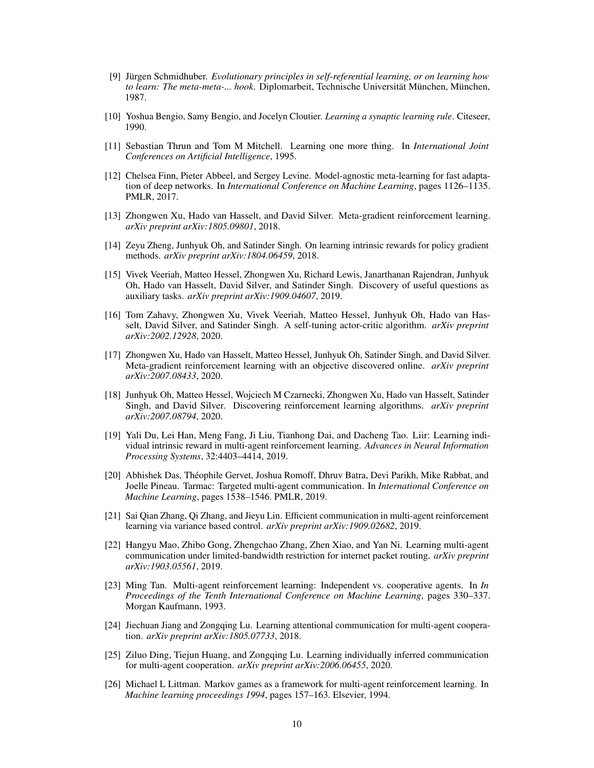[9] Jürgen Schmidhuber. *Evolutionary principles in self-referential learning, or on learning how to learn: The meta-meta-... hook*. Diplomarbeit, Technische Universität München, München, 1987.

[10] Yoshua Bengio, Samy Bengio, and Jocelyn Cloutier. *Learning a synaptic learning rule*. Citeseer, 1990.

[11] Sebastian Thrun and Tom M Mitchell. Learning one more thing. In *International Joint Conferences on Artificial Intelligence*, 1995.

[12] Chelsea Finn, Pieter Abbeel, and Sergey Levine. Model-agnostic meta-learning for fast adaptation of deep networks. In *International Conference on Machine Learning*, pages 1126–1135. PMLR, 2017.

[13] Zhongwen Xu, Hado van Hasselt, and David Silver. Meta-gradient reinforcement learning. *arXiv preprint arXiv:1805.09801*, 2018.

[14] Zeyu Zheng, Junhyuk Oh, and Satinder Singh. On learning intrinsic rewards for policy gradient methods. *arXiv preprint arXiv:1804.06459*, 2018.

[15] Vivek Veeriah, Matteo Hessel, Zhongwen Xu, Richard Lewis, Janarthanan Rajendran, Junhyuk Oh, Hado van Hasselt, David Silver, and Satinder Singh. Discovery of useful questions as auxiliary tasks. *arXiv preprint arXiv:1909.04607*, 2019.

[16] Tom Zahavy, Zhongwen Xu, Vivek Veeriah, Matteo Hessel, Junhyuk Oh, Hado van Hasselt, David Silver, and Satinder Singh. A self-tuning actor-critic algorithm. *arXiv preprint arXiv:2002.12928*, 2020.

[17] Zhongwen Xu, Hado van Hasselt, Matteo Hessel, Junhyuk Oh, Satinder Singh, and David Silver. Meta-gradient reinforcement learning with an objective discovered online. *arXiv preprint arXiv:2007.08433*, 2020.

[18] Junhyuk Oh, Matteo Hessel, Wojciech M Czarnecki, Zhongwen Xu, Hado van Hasselt, Satinder Singh, and David Silver. Discovering reinforcement learning algorithms. *arXiv preprint arXiv:2007.08794*, 2020.

[19] Yali Du, Lei Han, Meng Fang, Ji Liu, Tianhong Dai, and Dacheng Tao. Liir: Learning individual intrinsic reward in multi-agent reinforcement learning. *Advances in Neural Information Processing Systems*, 32:4403–4414, 2019.

[20] Abhishek Das, Théophile Gervet, Joshua Romoff, Dhruv Batra, Devi Parikh, Mike Rabbat, and Joelle Pineau. Tarmac: Targeted multi-agent communication. In *International Conference on Machine Learning*, pages 1538–1546. PMLR, 2019.

[21] Sai Qian Zhang, Qi Zhang, and Jieyu Lin. Efficient communication in multi-agent reinforcement learning via variance based control. *arXiv preprint arXiv:1909.02682*, 2019.

[22] Hangyu Mao, Zhibo Gong, Zhengchao Zhang, Zhen Xiao, and Yan Ni. Learning multi-agent communication under limited-bandwidth restriction for internet packet routing. *arXiv preprint arXiv:1903.05561*, 2019.

[23] Ming Tan. Multi-agent reinforcement learning: Independent vs. cooperative agents. In *In Proceedings of the Tenth International Conference on Machine Learning*, pages 330–337. Morgan Kaufmann, 1993.

[24] Jiechuan Jiang and Zongqing Lu. Learning attentional communication for multi-agent cooperation. *arXiv preprint arXiv:1805.07733*, 2018.

[25] Ziluo Ding, Tiejun Huang, and Zongqing Lu. Learning individually inferred communication for multi-agent cooperation. *arXiv preprint arXiv:2006.06455*, 2020.

[26] Michael L Littman. Markov games as a framework for multi-agent reinforcement learning. In *Machine learning proceedings 1994*, pages 157–163. Elsevier, 1994.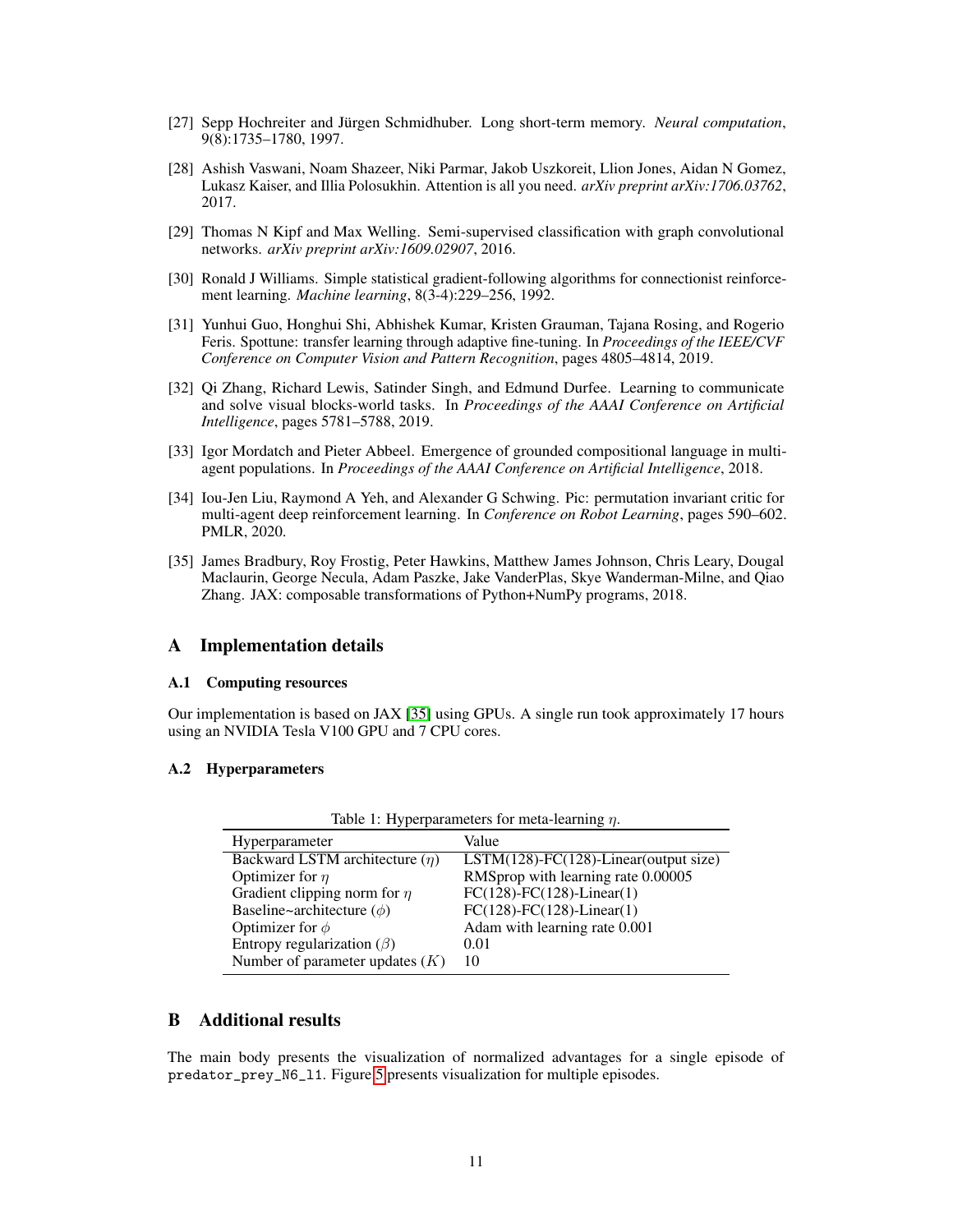[27] Sepp Hochreiter and Jürgen Schmidhuber. Long short-term memory. *Neural computation*, 9(8):1735–1780, 1997.

[28] Ashish Vaswani, Noam Shazeer, Niki Parmar, Jakob Uszkoreit, Llion Jones, Aidan N Gomez, Lukasz Kaiser, and Illia Polosukhin. Attention is all you need. *arXiv preprint arXiv:1706.03762*, 2017.

[29] Thomas N Kipf and Max Welling. Semi-supervised classification with graph convolutional networks. *arXiv preprint arXiv:1609.02907*, 2016.

[30] Ronald J Williams. Simple statistical gradient-following algorithms for connectionist reinforcement learning. *Machine learning*, 8(3-4):229–256, 1992.

[31] Yunhui Guo, Honghui Shi, Abhishek Kumar, Kristen Grauman, Tajana Rosing, and Rogerio Feris. Spottune: transfer learning through adaptive fine-tuning. In *Proceedings of the IEEE/CVF Conference on Computer Vision and Pattern Recognition*, pages 4805–4814, 2019.

[32] Qi Zhang, Richard Lewis, Satinder Singh, and Edmund Durfee. Learning to communicate and solve visual blocks-world tasks. In *Proceedings of the AAAI Conference on Artificial Intelligence*, pages 5781–5788, 2019.

[33] Igor Mordatch and Pieter Abbeel. Emergence of grounded compositional language in multi-agent populations. In *Proceedings of the AAAI Conference on Artificial Intelligence*, 2018.

[34] Iou-Jen Liu, Raymond A Yeh, and Alexander G Schwing. Pic: permutation invariant critic for multi-agent deep reinforcement learning. In *Conference on Robot Learning*, pages 590–602. PMLR, 2020.

[35] James Bradbury, Roy Frostig, Peter Hawkins, Matthew James Johnson, Chris Leary, Dougal Maclaurin, George Necula, Adam Paszke, Jake VanderPlas, Skye Wanderman-Milne, and Qiao Zhang. JAX: composable transformations of Python+NumPy programs, 2018.

# A Implementation details

## A.1 Computing resources

Our implementation is based on JAX [35] using GPUs. A single run took approximately 17 hours using an NVIDIA Tesla V100 GPU and 7 CPU cores.

## A.2 Hyperparameters

Table 1: Hyperparameters for meta-learning $\eta$.

| Hyperparameter | Value |
|---|---|
| Backward LSTM architecture ($\eta$) | LSTM(128)-FC(128)-Linear(output size) |
| Optimizer for $\eta$ | RMSprop with learning rate 0.00005 |
| Gradient clipping norm for $\eta$ | FC(128)-FC(128)-Linear(1) |
| Baseline~architecture ($\phi$) | FC(128)-FC(128)-Linear(1) |
| Optimizer for $\phi$ | Adam with learning rate 0.001 |
| Entropy regularization ($\beta$) | 0.01 |
| Number of parameter updates ($K$) | 10 |

# B Additional results

The main body presents the visualization of normalized advantages for a single episode of `predator_prey_N6_l1`. Figure 5 presents visualization for multiple episodes.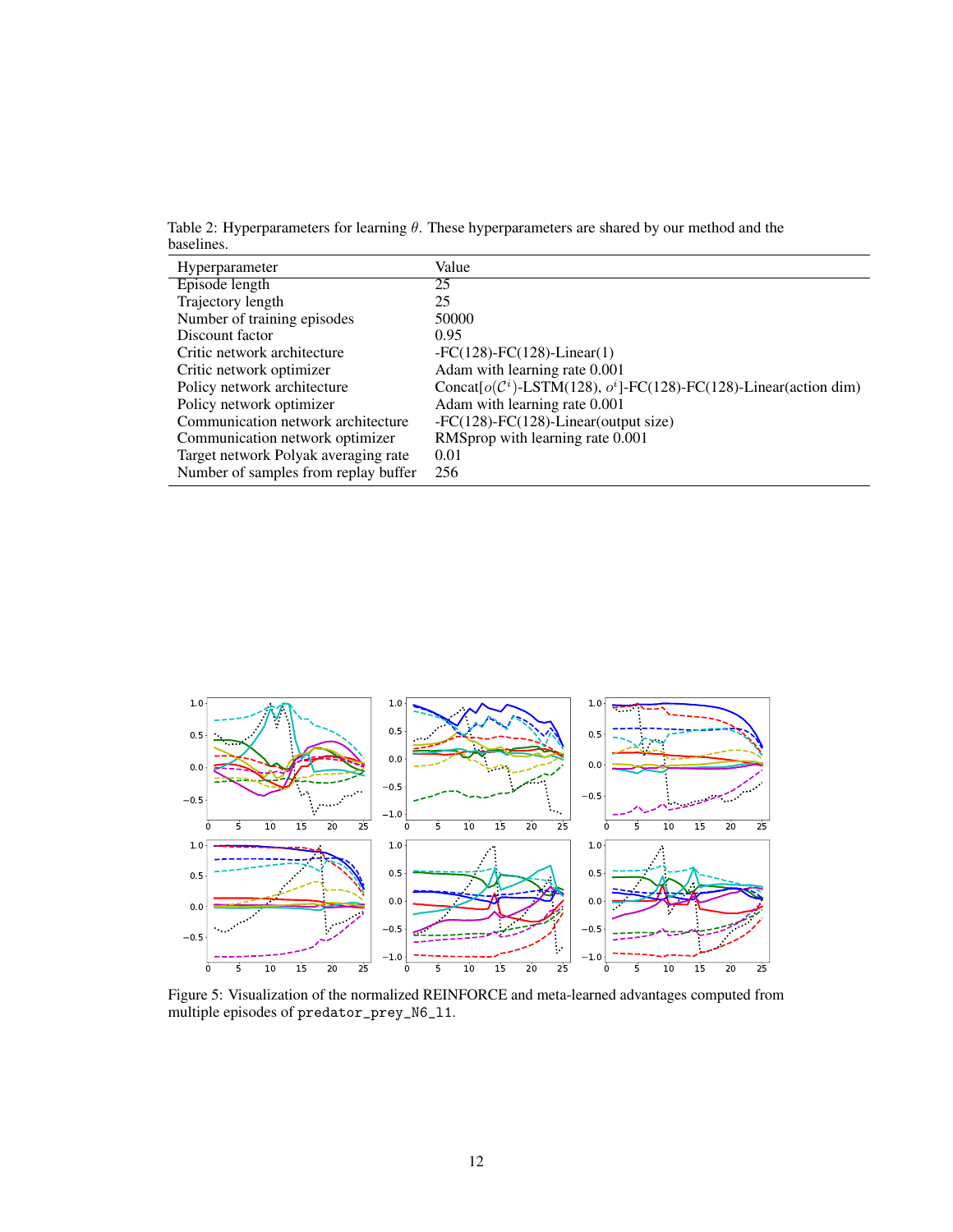Table 2: Hyperparameters for learning $\theta$. These hyperparameters are shared by our method and the baselines.

| Hyperparameter | Value |
| --- | --- |
| Episode length | 25 |
| Trajectory length | 25 |
| Number of training episodes | 50000 |
| Discount factor | 0.95 |
| Critic network architecture | -FC(128)-FC(128)-Linear(1) |
| Critic network optimizer | Adam with learning rate 0.001 |
| Policy network architecture | Concat[$o(\mathcal{C}^i)$-LSTM(128), $o^i$]-FC(128)-FC(128)-Linear(action dim) |
| Policy network optimizer | Adam with learning rate 0.001 |
| Communication network architecture | -FC(128)-FC(128)-Linear(output size) |
| Communication network optimizer | RMSprop with learning rate 0.001 |
| Target network Polyak averaging rate | 0.01 |
| Number of samples from replay buffer | 256 |

1.0
0.5
0.0
−0.5
−1.0
0 5 10 15 20 25

Figure 5: Visualization of the normalized REINFORCE and meta-learned advantages computed from multiple episodes of predator_prey_N6_l1.